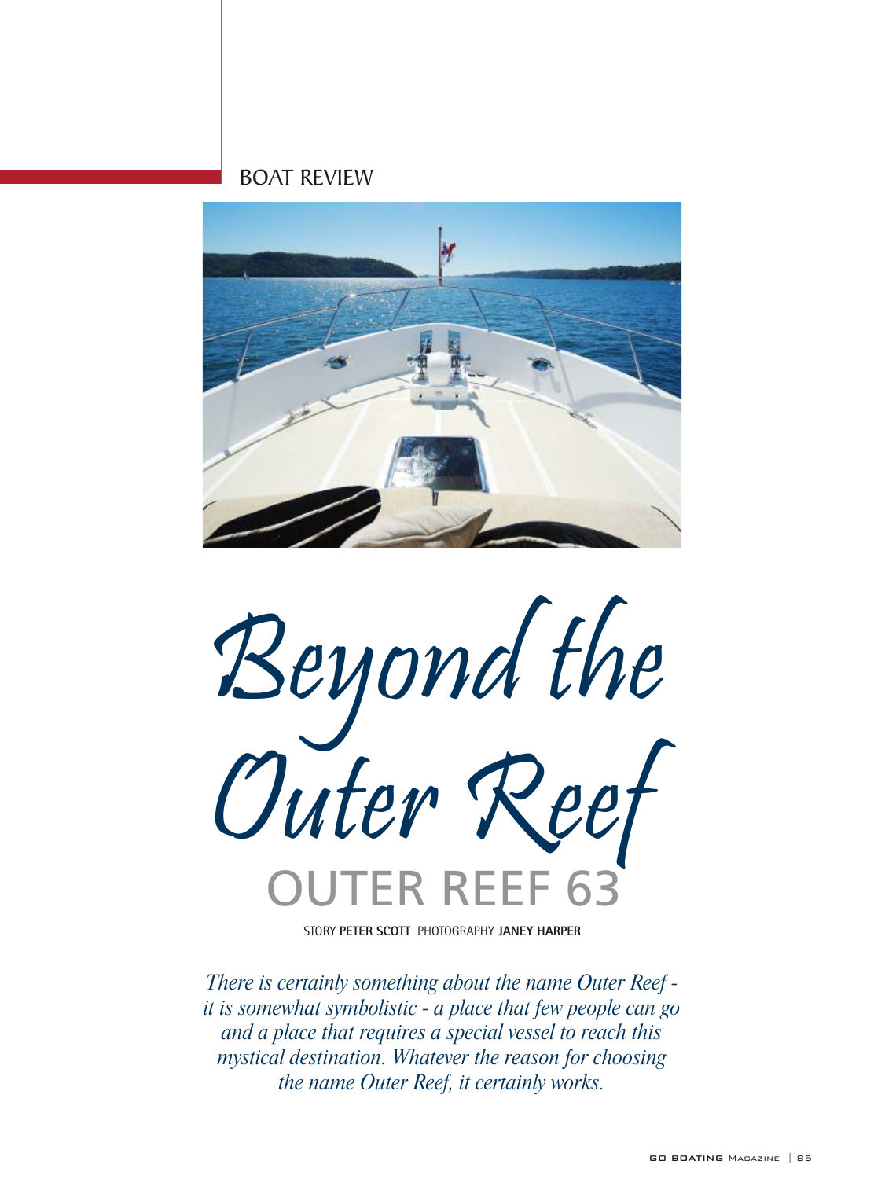BOAT REVIEW

# Beyond the Outer Reef

## OUTER REEF 63

STORY **PETER SCOTT** PHOTOGRAPHY **JANEY HARPER**

*There is certainly something about the name Outer Reef - it is somewhat symbolistic - a place that few people can go and a place that requires a special vessel to reach this mystical destination. Whatever the reason for choosing the name Outer Reef, it certainly works.*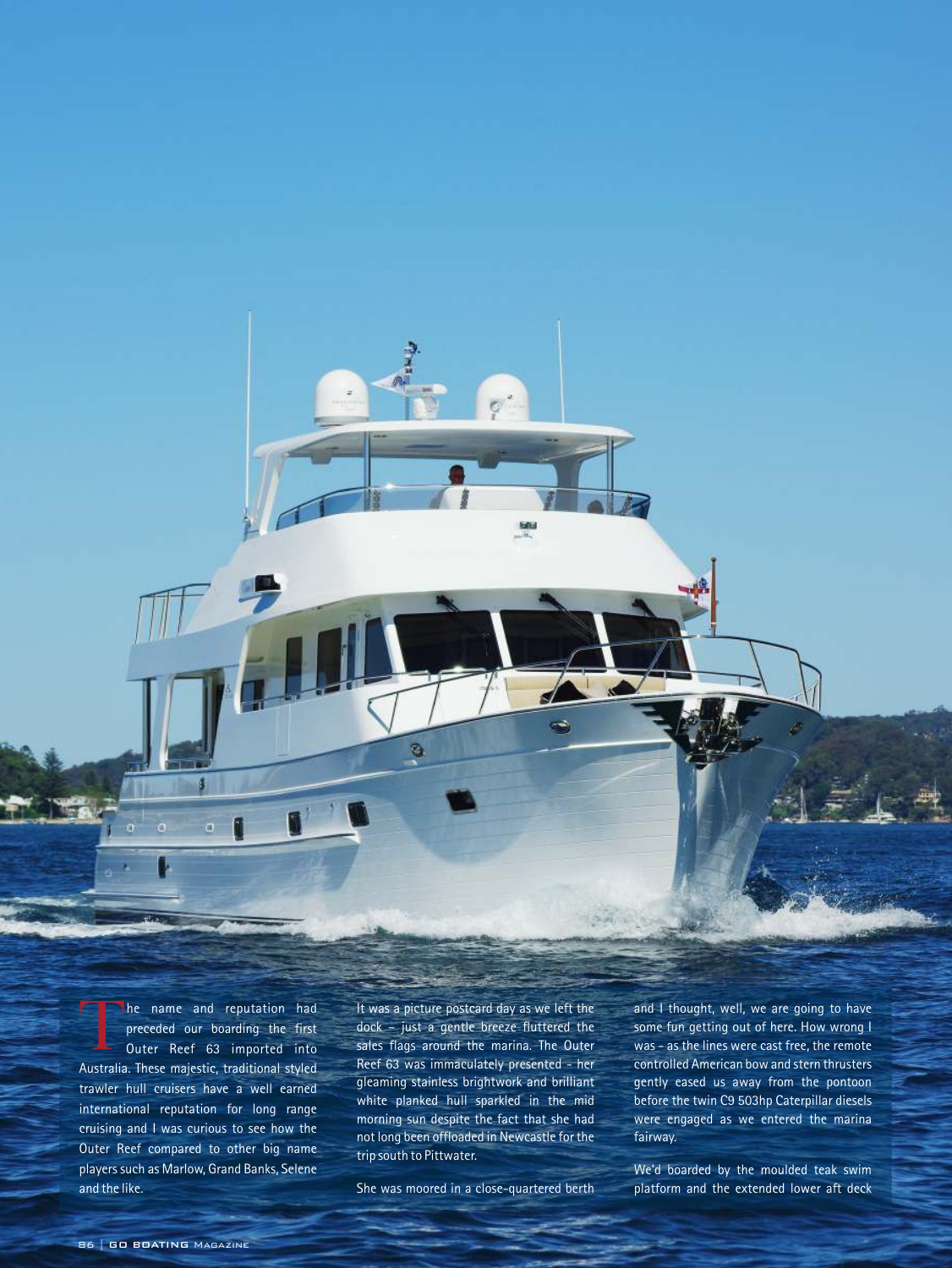The name and reputation had preceded our boarding the first Outer Reef 63 imported into Australia. These majestic, traditional styled trawler hull cruisers have a well earned international reputation for long range cruising and I was curious to see how the Outer Reef compared to other big name players such as Marlow, Grand Banks, Selene and the like.

It was a picture postcard day as we left the dock – just a gentle breeze fluttered the sales flags around the marina. The Outer Reef 63 was immaculately presented – her gleaming stainless brightwork and brilliant white planked hull sparkled in the mid morning sun despite the fact that she had not long been offloaded in Newcastle for the trip south to Pittwater.

She was moored in a close-quartered berth and I thought, well, we are going to have some fun getting out of here. How wrong I was – as the lines were cast free, the remote controlled American bow and stern thrusters gently eased us away from the pontoon before the twin C9 503hp Caterpillar diesels were engaged as we entered the marina fairway.

We'd boarded by the moulded teak swim platform and the extended lower aft deck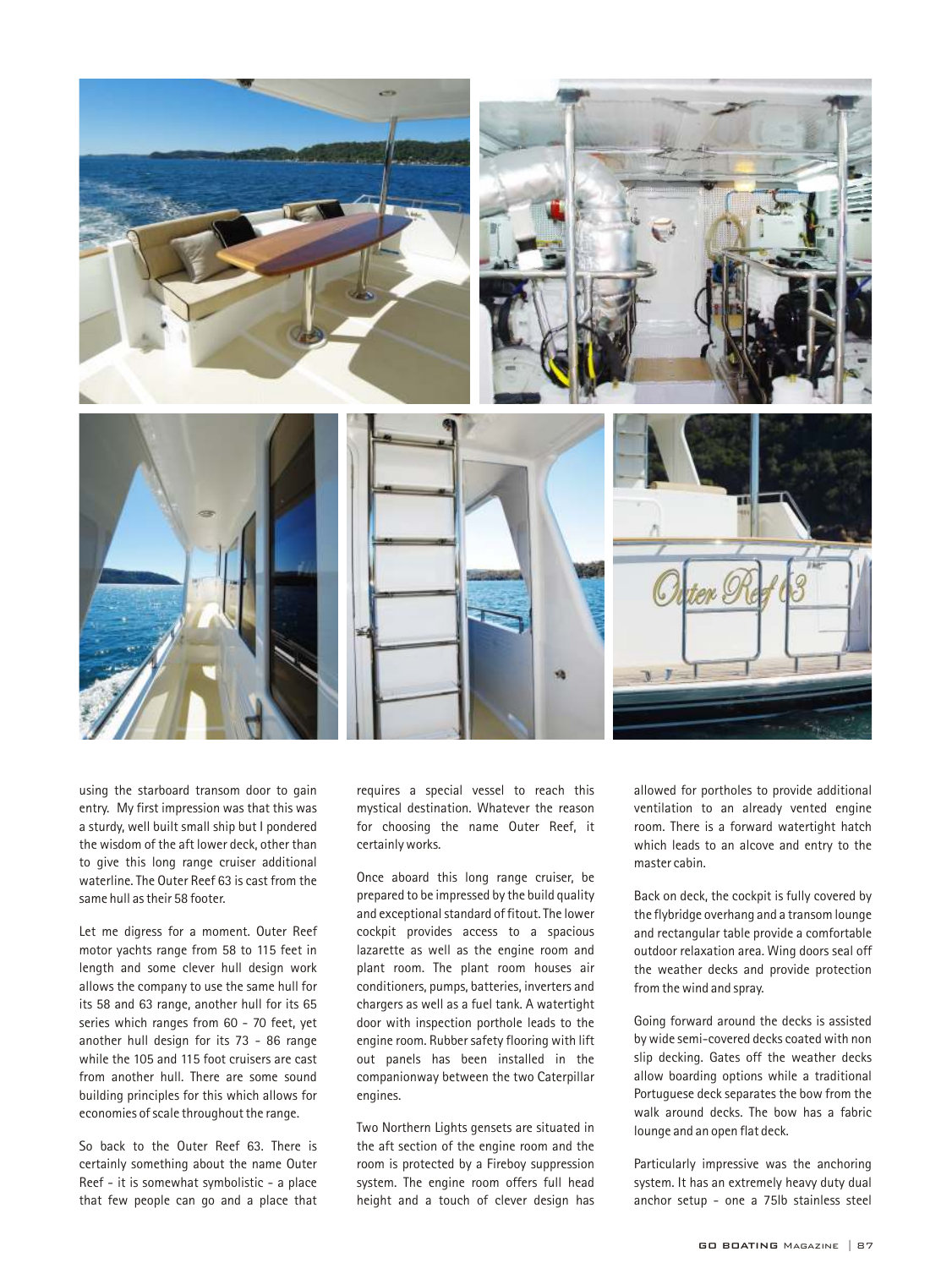using the starboard transom door to gain entry. My first impression was that this was a sturdy, well built small ship but I pondered the wisdom of the aft lower deck, other than to give this long range cruiser additional waterline. The Outer Reef 63 is cast from the same hull as their 58 footer.

Let me digress for a moment. Outer Reef motor yachts range from 58 to 115 feet in length and some clever hull design work allows the company to use the same hull for its 58 and 63 range, another hull for its 65 series which ranges from 60 - 70 feet, yet another hull design for its 73 - 86 range while the 105 and 115 foot cruisers are cast from another hull. There are some sound building principles for this which allows for economies of scale throughout the range.

So back to the Outer Reef 63. There is certainly something about the name Outer Reef - it is somewhat symbolistic - a place that few people can go and a place that requires a special vessel to reach this mystical destination. Whatever the reason for choosing the name Outer Reef, it certainly works.

Once aboard this long range cruiser, be prepared to be impressed by the build quality and exceptional standard of fitout. The lower cockpit provides access to a spacious lazarette as well as the engine room and plant room. The plant room houses air conditioners, pumps, batteries, inverters and chargers as well as a fuel tank. A watertight door with inspection porthole leads to the engine room. Rubber safety flooring with lift out panels has been installed in the companionway between the two Caterpillar engines.

Two Northern Lights gensets are situated in the aft section of the engine room and the room is protected by a Fireboy suppression system. The engine room offers full head height and a touch of clever design has allowed for portholes to provide additional ventilation to an already vented engine room. There is a forward watertight hatch which leads to an alcove and entry to the master cabin.

Back on deck, the cockpit is fully covered by the flybridge overhang and a transom lounge and rectangular table provide a comfortable outdoor relaxation area. Wing doors seal off the weather decks and provide protection from the wind and spray.

Going forward around the decks is assisted by wide semi-covered decks coated with non slip decking. Gates off the weather decks allow boarding options while a traditional Portuguese deck separates the bow from the walk around decks. The bow has a fabric lounge and an open flat deck.

Particularly impressive was the anchoring system. It has an extremely heavy duty dual anchor setup - one a 75lb stainless steel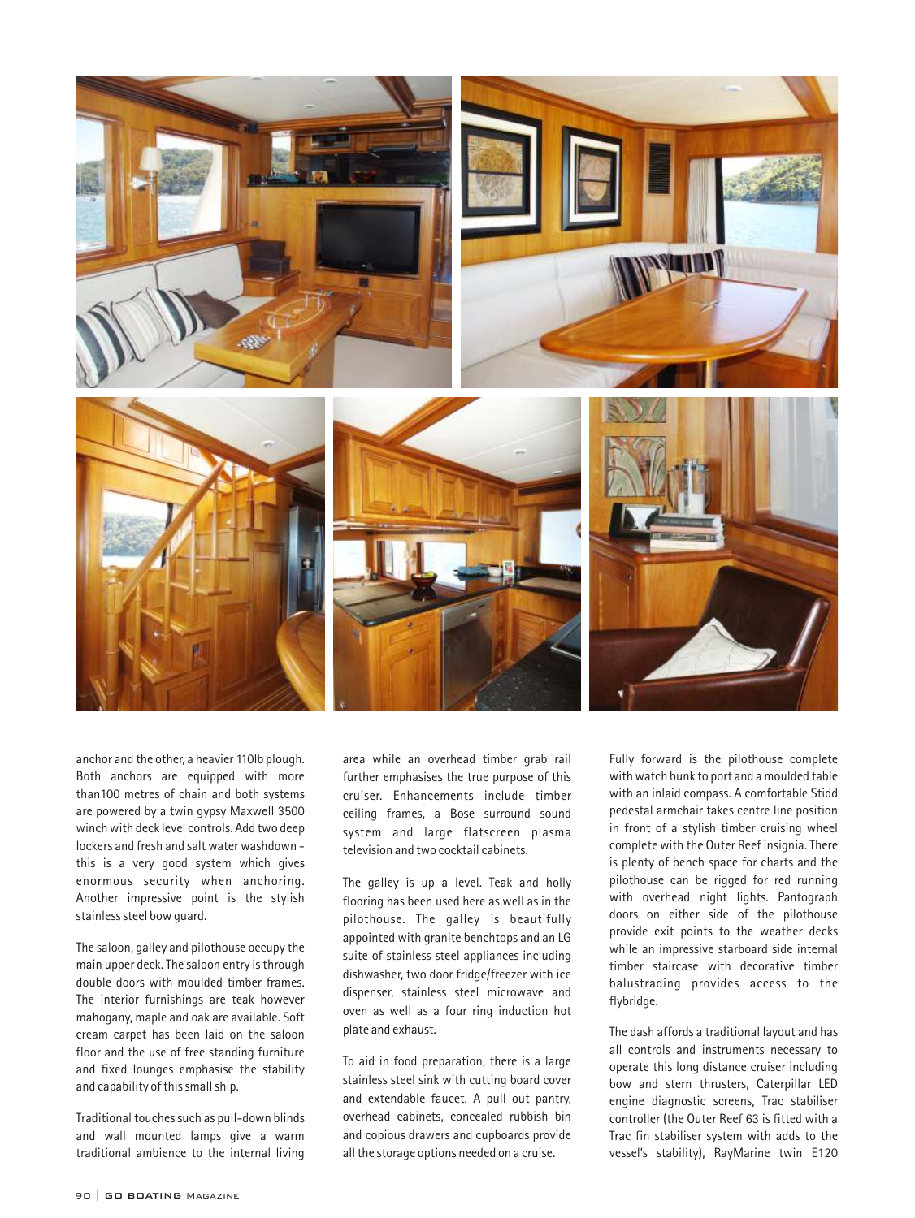anchor and the other, a heavier 110lb plough. Both anchors are equipped with more than100 metres of chain and both systems are powered by a twin gypsy Maxwell 3500 winch with deck level controls. Add two deep lockers and fresh and salt water washdown - this is a very good system which gives enormous security when anchoring. Another impressive point is the stylish stainless steel bow guard.

The saloon, galley and pilothouse occupy the main upper deck. The saloon entry is through double doors with moulded timber frames. The interior furnishings are teak however mahogany, maple and oak are available. Soft cream carpet has been laid on the saloon floor and the use of free standing furniture and fixed lounges emphasise the stability and capability of this small ship.

Traditional touches such as pull-down blinds and wall mounted lamps give a warm traditional ambience to the internal living area while an overhead timber grab rail further emphasises the true purpose of this cruiser. Enhancements include timber ceiling frames, a Bose surround sound system and large flatscreen plasma television and two cocktail cabinets.

The galley is up a level. Teak and holly flooring has been used here as well as in the pilothouse. The galley is beautifully appointed with granite benchtops and an LG suite of stainless steel appliances including dishwasher, two door fridge/freezer with ice dispenser, stainless steel microwave and oven as well as a four ring induction hot plate and exhaust.

To aid in food preparation, there is a large stainless steel sink with cutting board cover and extendable faucet. A pull out pantry, overhead cabinets, concealed rubbish bin and copious drawers and cupboards provide all the storage options needed on a cruise.

Fully forward is the pilothouse complete with watch bunk to port and a moulded table with an inlaid compass. A comfortable Stidd pedestal armchair takes centre line position in front of a stylish timber cruising wheel complete with the Outer Reef insignia. There is plenty of bench space for charts and the pilothouse can be rigged for red running with overhead night lights. Pantograph doors on either side of the pilothouse provide exit points to the weather decks while an impressive starboard side internal timber staircase with decorative timber balustrading provides access to the flybridge.

The dash affords a traditional layout and has all controls and instruments necessary to operate this long distance cruiser including bow and stern thrusters, Caterpillar LED engine diagnostic screens, Trac stabiliser controller (the Outer Reef 63 is fitted with a Trac fin stabiliser system with adds to the vessel's stability), RayMarine twin E120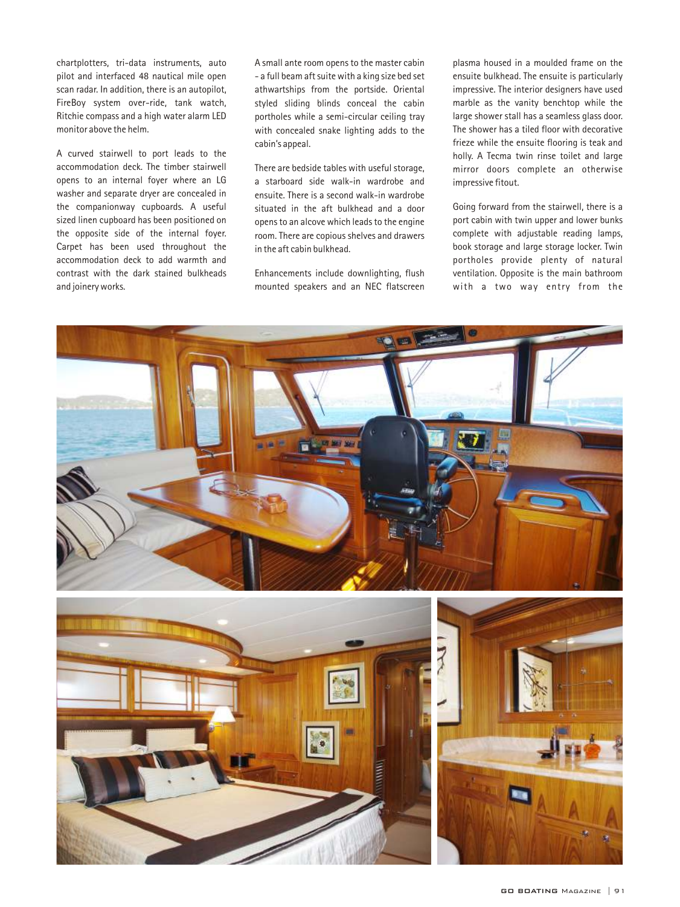chartplotters, tri-data instruments, auto pilot and interfaced 48 nautical mile open scan radar. In addition, there is an autopilot, FireBoy system over-ride, tank watch, Ritchie compass and a high water alarm LED monitor above the helm.

A curved stairwell to port leads to the accommodation deck. The timber stairwell opens to an internal foyer where an LG washer and separate dryer are concealed in the companionway cupboards. A useful sized linen cupboard has been positioned on the opposite side of the internal foyer. Carpet has been used throughout the accommodation deck to add warmth and contrast with the dark stained bulkheads and joinery works.

A small ante room opens to the master cabin - a full beam aft suite with a king size bed set athwartships from the portside. Oriental styled sliding blinds conceal the cabin portholes while a semi-circular ceiling tray with concealed snake lighting adds to the cabin's appeal.

There are bedside tables with useful storage, a starboard side walk-in wardrobe and ensuite. There is a second walk-in wardrobe situated in the aft bulkhead and a door opens to an alcove which leads to the engine room. There are copious shelves and drawers in the aft cabin bulkhead.

Enhancements include downlighting, flush mounted speakers and an NEC flatscreen plasma housed in a moulded frame on the ensuite bulkhead. The ensuite is particularly impressive. The interior designers have used marble as the vanity benchtop while the large shower stall has a seamless glass door. The shower has a tiled floor with decorative frieze while the ensuite flooring is teak and holly. A Tecma twin rinse toilet and large mirror doors complete an otherwise impressive fitout.

Going forward from the stairwell, there is a port cabin with twin upper and lower bunks complete with adjustable reading lamps, book storage and large storage locker. Twin portholes provide plenty of natural ventilation. Opposite is the main bathroom with a two way entry from the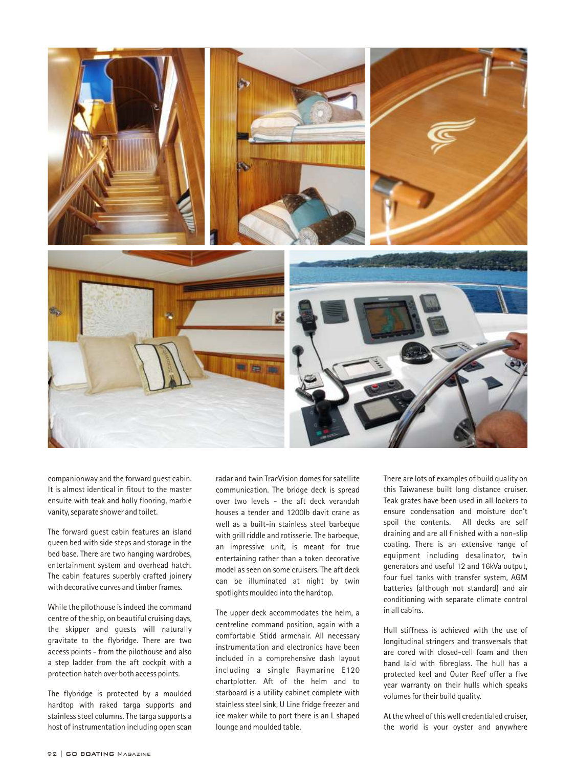companionway and the forward guest cabin. It is almost identical in fitout to the master ensuite with teak and holly flooring, marble vanity, separate shower and toilet.

The forward guest cabin features an island queen bed with side steps and storage in the bed base. There are two hanging wardrobes, entertainment system and overhead hatch. The cabin features superbly crafted joinery with decorative curves and timber frames.

While the pilothouse is indeed the command centre of the ship, on beautiful cruising days, the skipper and guests will naturally gravitate to the flybridge. There are two access points - from the pilothouse and also a step ladder from the aft cockpit with a protection hatch over both access points.

The flybridge is protected by a moulded hardtop with raked targa supports and stainless steel columns. The targa supports a host of instrumentation including open scan radar and twin TracVision domes for satellite communication. The bridge deck is spread over two levels - the aft deck verandah houses a tender and 1200lb davit crane as well as a built-in stainless steel barbeque with grill riddle and rotisserie. The barbeque, an impressive unit, is meant for true entertaining rather than a token decorative model as seen on some cruisers. The aft deck can be illuminated at night by twin spotlights moulded into the hardtop.

The upper deck accommodates the helm, a centreline command position, again with a comfortable Stidd armchair. All necessary instrumentation and electronics have been included in a comprehensive dash layout including a single Raymarine E120 chartplotter. Aft of the helm and to starboard is a utility cabinet complete with stainless steel sink, U Line fridge freezer and ice maker while to port there is an L shaped lounge and moulded table.

There are lots of examples of build quality on this Taiwanese built long distance cruiser. Teak grates have been used in all lockers to ensure condensation and moisture don't spoil the contents. All decks are self draining and are all finished with a non-slip coating. There is an extensive range of equipment including desalinator, twin generators and useful 12 and 16kVa output, four fuel tanks with transfer system, AGM batteries (although not standard) and air conditioning with separate climate control in all cabins.

Hull stiffness is achieved with the use of longitudinal stringers and transversals that are cored with closed-cell foam and then hand laid with fibreglass. The hull has a protected keel and Outer Reef offer a five year warranty on their hulls which speaks volumes for their build quality.

At the wheel of this well credentialed cruiser, the world is your oyster and anywhere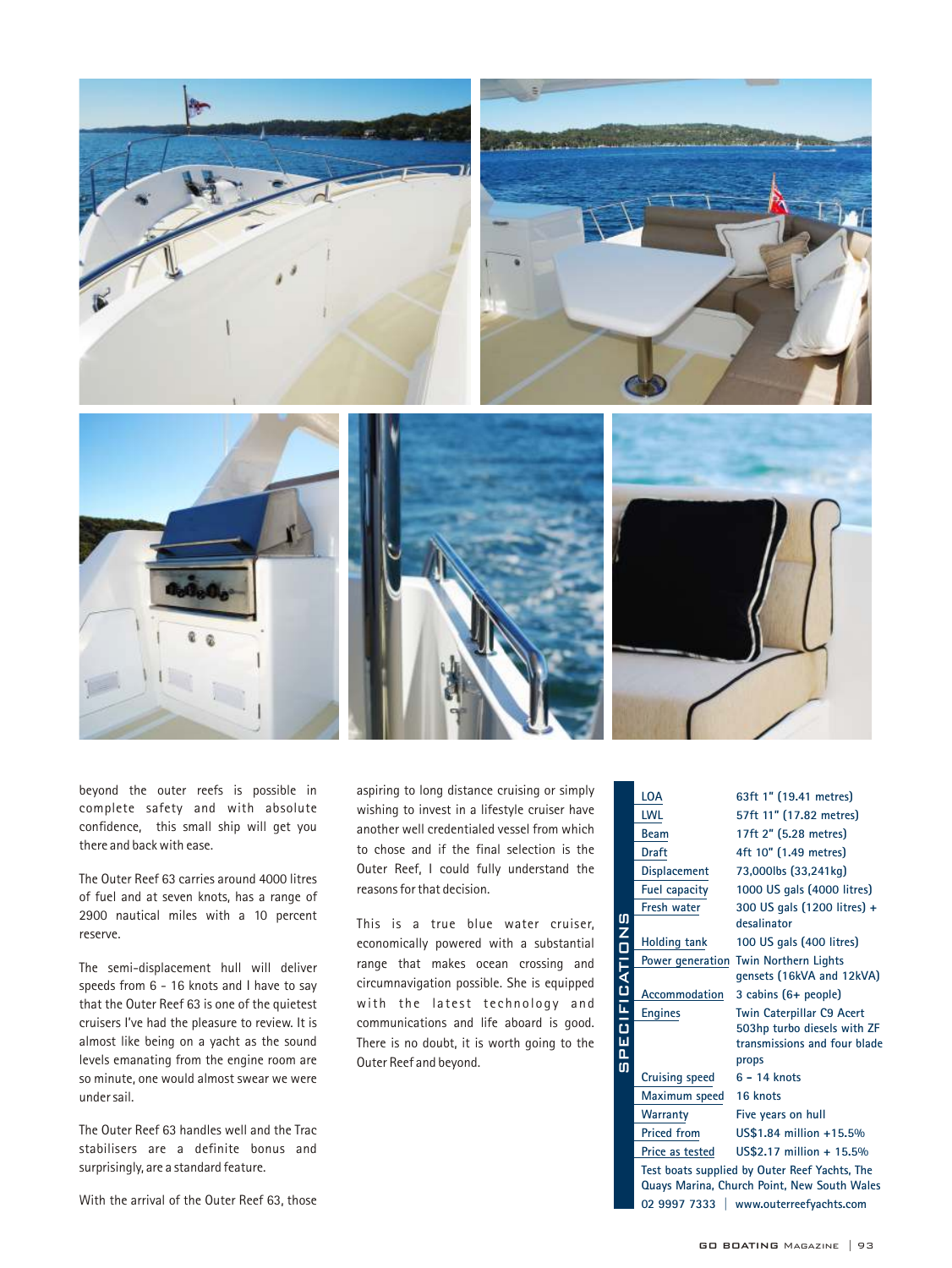beyond the outer reefs is possible in complete safety and with absolute confidence, this small ship will get you there and back with ease.

The Outer Reef 63 carries around 4000 litres of fuel and at seven knots, has a range of 2900 nautical miles with a 10 percent reserve.

The semi-displacement hull will deliver speeds from 6 - 16 knots and I have to say that the Outer Reef 63 is one of the quietest cruisers I've had the pleasure to review. It is almost like being on a yacht as the sound levels emanating from the engine room are so minute, one would almost swear we were under sail.

The Outer Reef 63 handles well and the Trac stabilisers are a definite bonus and surprisingly, are a standard feature.

With the arrival of the Outer Reef 63, those aspiring to long distance cruising or simply wishing to invest in a lifestyle cruiser have another well credentialed vessel from which to chose and if the final selection is the Outer Reef, I could fully understand the reasons for that decision.

This is a true blue water cruiser, economically powered with a substantial range that makes ocean crossing and circumnavigation possible. She is equipped with the latest technology and communications and life aboard is good. There is no doubt, it is worth going to the Outer Reef and beyond.

## SPECIFICATIONS

| | |
|---|---|
| LOA | 63ft 1" (19.41 metres) |
| LWL | 57ft 11" (17.82 metres) |
| Beam | 17ft 2" (5.28 metres) |
| Draft | 4ft 10" (1.49 metres) |
| Displacement | 73,000lbs (33,241kg) |
| Fuel capacity | 1000 US gals (4000 litres) |
| Fresh water | 300 US gals (1200 litres) + desalinator |
| Holding tank | 100 US gals (400 litres) |
| Power generation | Twin Northern Lights gensets (16kVA and 12kVA) |
| Accommodation | 3 cabins (6+ people) |
| Engines | Twin Caterpillar C9 Acert 503hp turbo diesels with ZF transmissions and four blade props |
| Cruising speed | 6 – 14 knots |
| Maximum speed | 16 knots |
| Warranty | Five years on hull |
| Priced from | US$1.84 million +15.5% |
| Price as tested | US$2.17 million + 15.5% |

Test boats supplied by Outer Reef Yachts, The Quays Marina, Church Point, New South Wales

02 9997 7333 | www.outerreefyachts.com